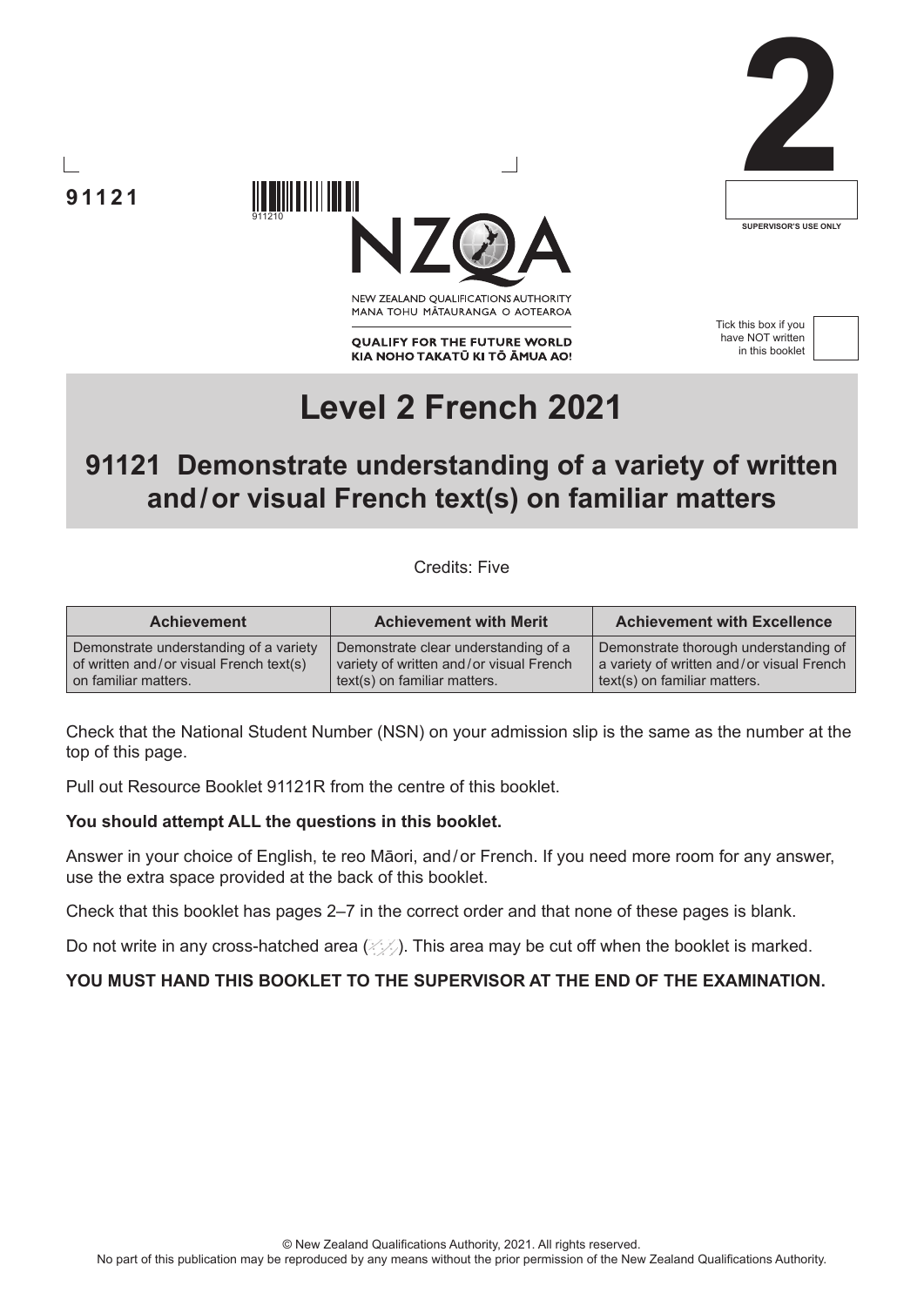91121

2

SUPERVISOR'S USE ONLY

NEW ZEALAND QUALIFICATIONS AUTHORITY
MANA TOHU MĀTAURANGA O AOTEAROA

QUALIFY FOR THE FUTURE WORLD
KIA NOHO TAKATŪ KI TŌ ĀMUA AO!

Tick this box if you have NOT written in this booklet

# Level 2 French 2021

## 91121 Demonstrate understanding of a variety of written and / or visual French text(s) on familiar matters

Credits: Five

| Achievement | Achievement with Merit | Achievement with Excellence |
|---|---|---|
| Demonstrate understanding of a variety of written and / or visual French text(s) on familiar matters. | Demonstrate clear understanding of a variety of written and / or visual French text(s) on familiar matters. | Demonstrate thorough understanding of a variety of written and / or visual French text(s) on familiar matters. |

Check that the National Student Number (NSN) on your admission slip is the same as the number at the top of this page.

Pull out Resource Booklet 91121R from the centre of this booklet.

**You should attempt ALL the questions in this booklet.**

Answer in your choice of English, te reo Māori, and / or French. If you need more room for any answer, use the extra space provided at the back of this booklet.

Check that this booklet has pages 2–7 in the correct order and that none of these pages is blank.

Do not write in any cross-hatched area. This area may be cut off when the booklet is marked.

**YOU MUST HAND THIS BOOKLET TO THE SUPERVISOR AT THE END OF THE EXAMINATION.**

© New Zealand Qualifications Authority, 2021. All rights reserved.
No part of this publication may be reproduced by any means without the prior permission of the New Zealand Qualifications Authority.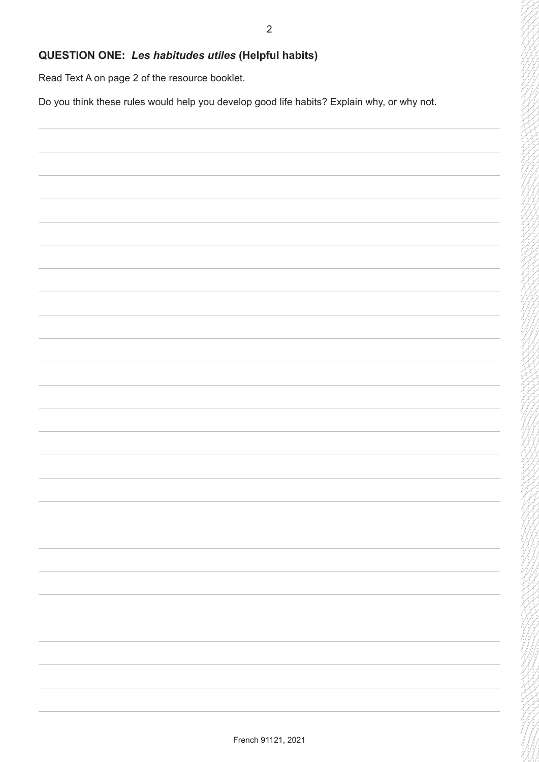## QUESTION ONE: *Les habitudes utiles* (Helpful habits)

Read Text A on page 2 of the resource booklet.

Do you think these rules would help you develop good life habits? Explain why, or why not.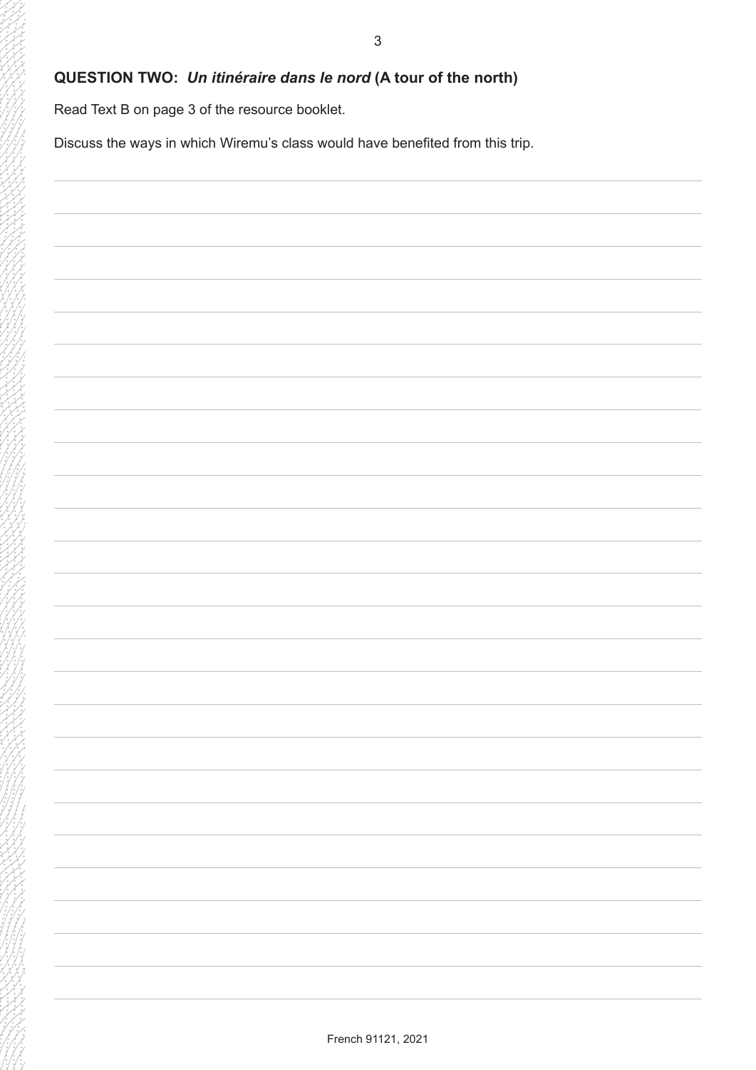## QUESTION TWO: *Un itinéraire dans le nord* (A tour of the north)

Read Text B on page 3 of the resource booklet.

Discuss the ways in which Wiremu's class would have benefited from this trip.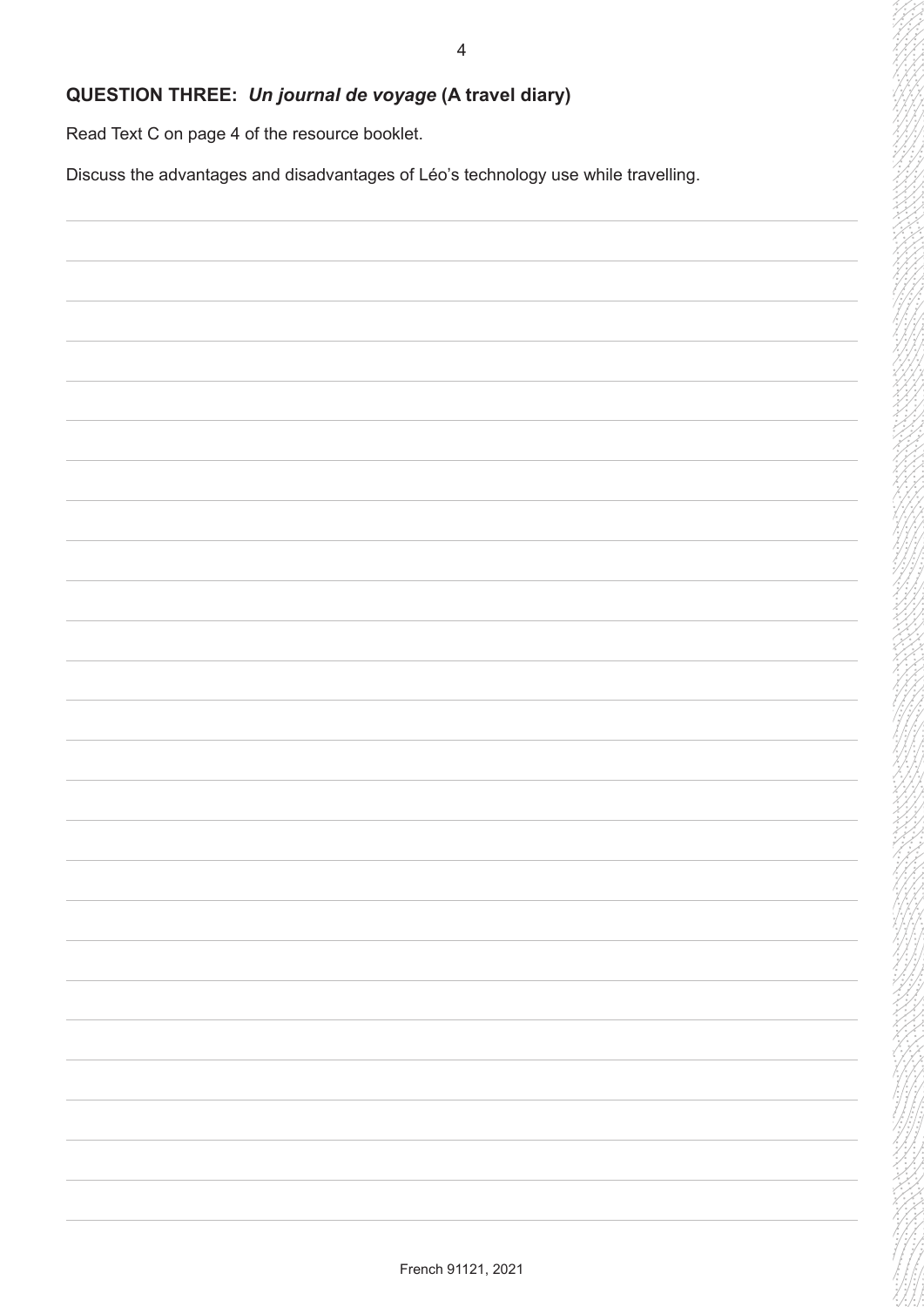**QUESTION THREE:** ***Un journal de voyage*** **(A travel diary)**

Read Text C on page 4 of the resource booklet.

Discuss the advantages and disadvantages of Léo's technology use while travelling.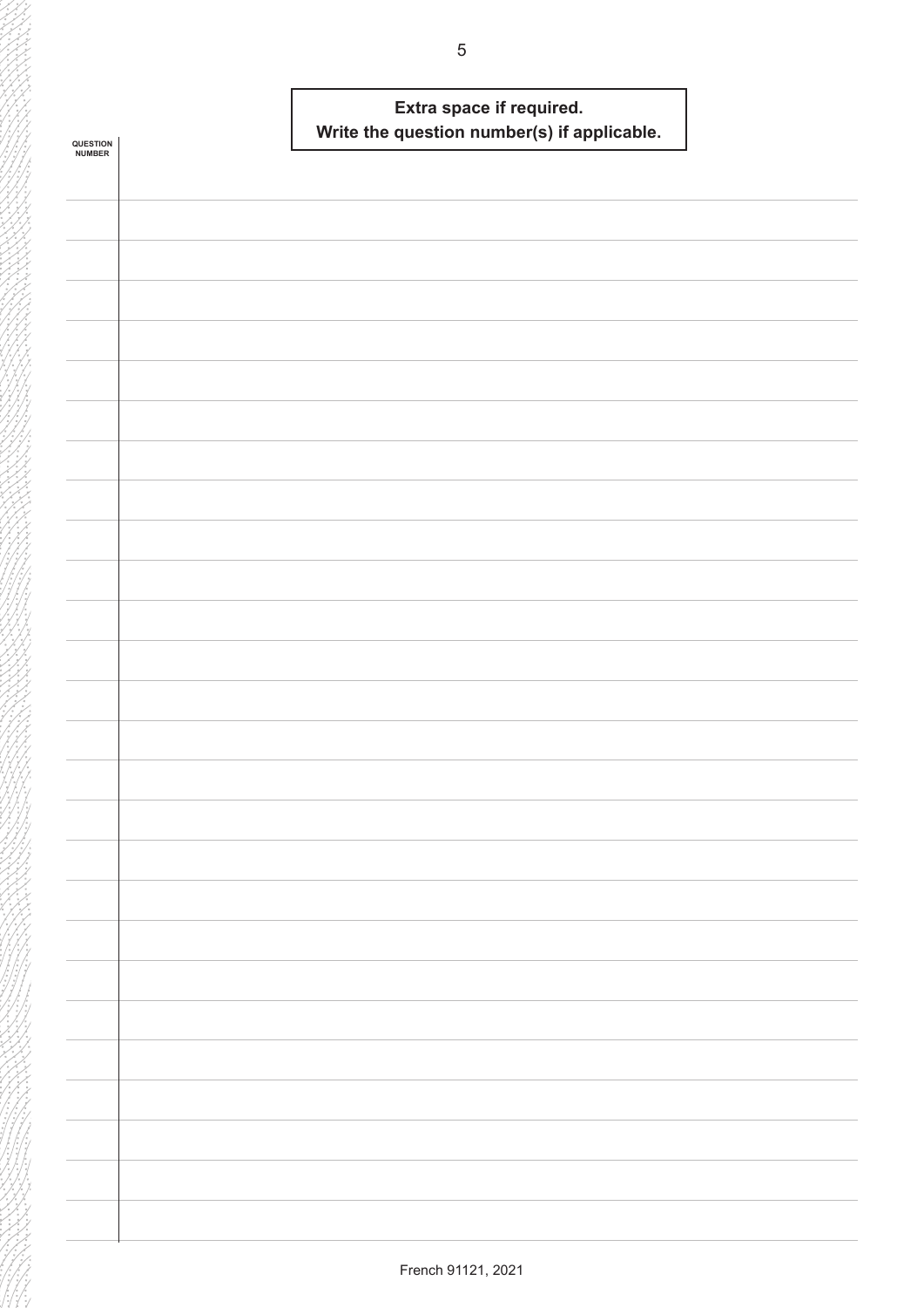**Extra space if required.**
**Write the question number(s) if applicable.**

QUESTION NUMBER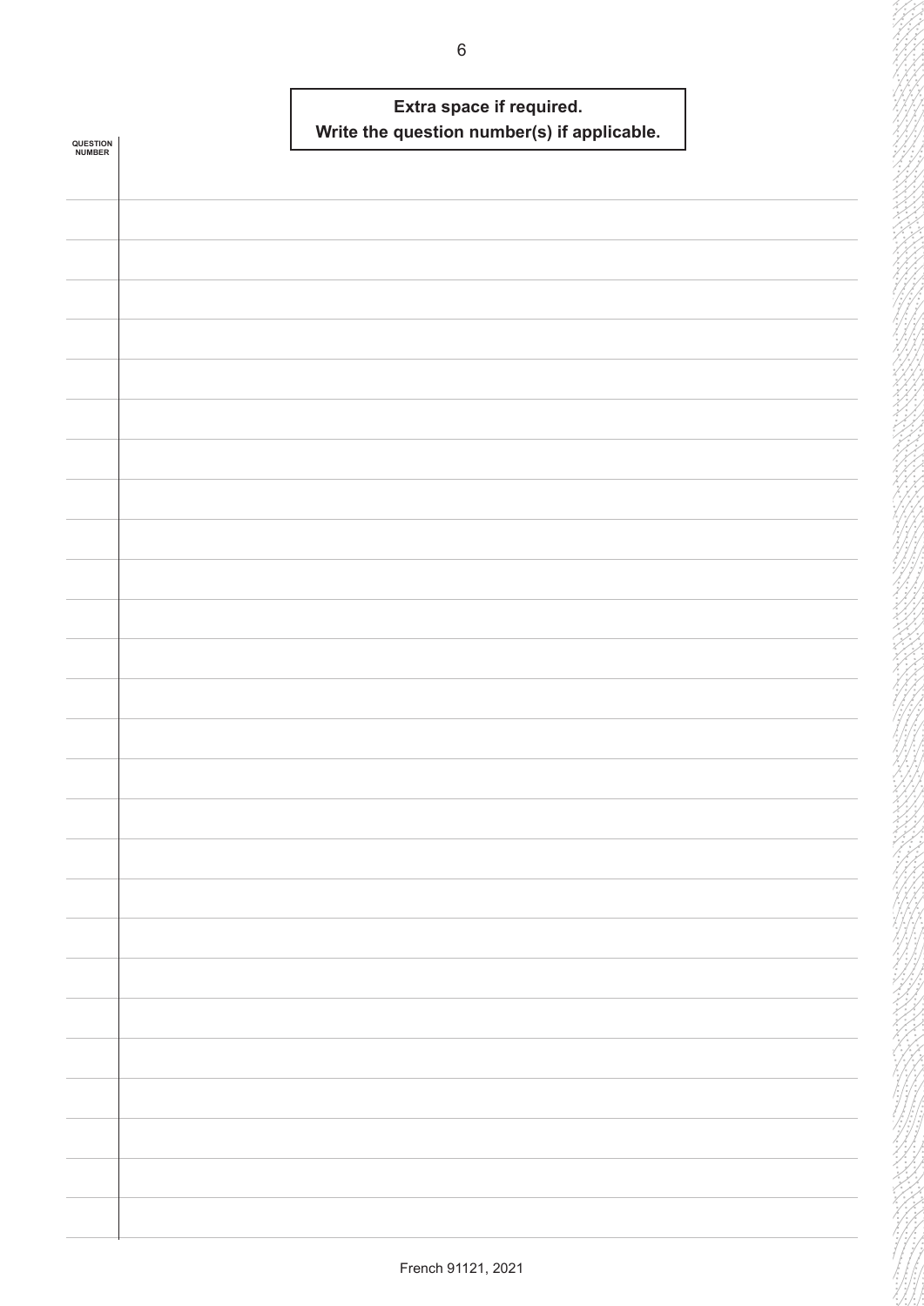**Extra space if required.**
**Write the question number(s) if applicable.**

QUESTION NUMBER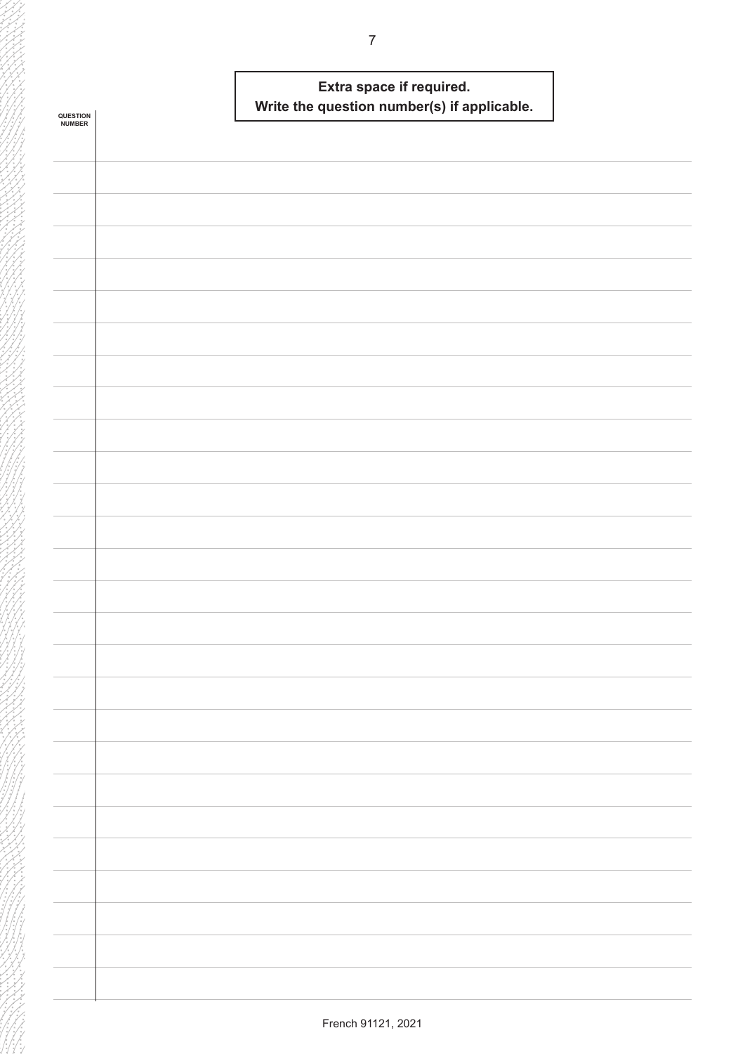**Extra space if required.**
**Write the question number(s) if applicable.**

QUESTION NUMBER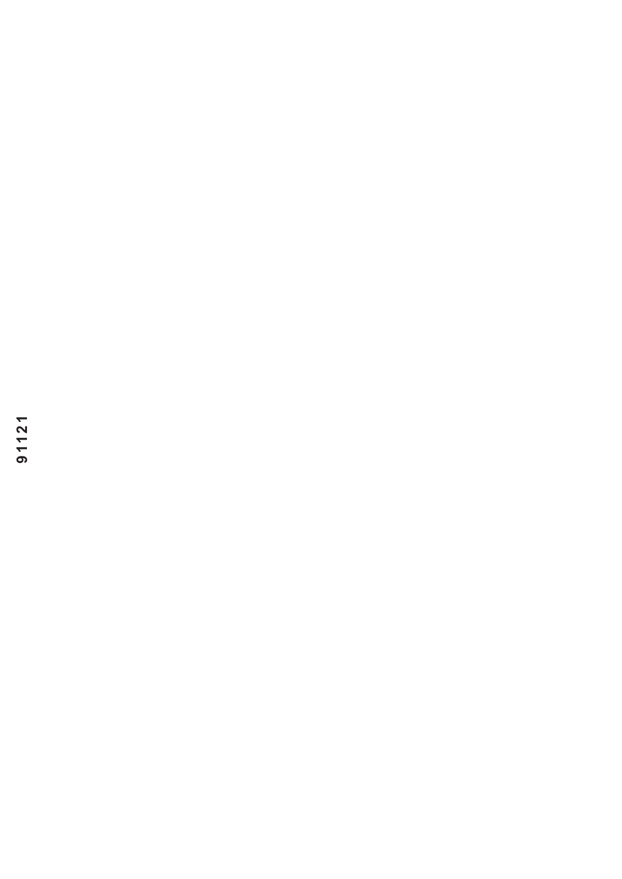91121